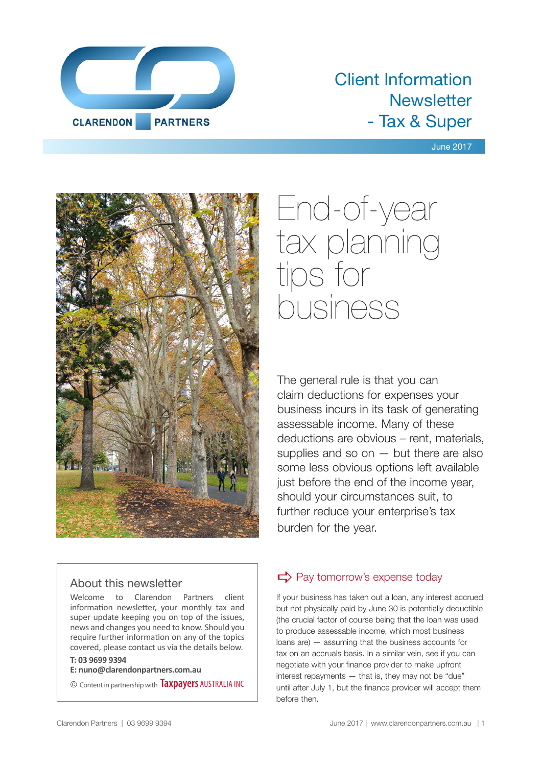CLARENDON PARTNERS

# Client Information Newsletter - Tax & Super

June 2017

# End-of-year tax planning tips for business

The general rule is that you can claim deductions for expenses your business incurs in its task of generating assessable income. Many of these deductions are obvious – rent, materials, supplies and so on — but there are also some less obvious options left available just before the end of the income year, should your circumstances suit, to further reduce your enterprise's tax burden for the year.

## About this newsletter

Welcome to Clarendon Partners client information newsletter, your monthly tax and super update keeping you on top of the issues, news and changes you need to know. Should you require further information on any of the topics covered, please contact us via the details below.

**T: 03 9699 9394**
**E: nuno@clarendonpartners.com.au**

© Content in partnership with Taxpayers AUSTRALIA INC

## Pay tomorrow's expense today

If your business has taken out a loan, any interest accrued but not physically paid by June 30 is potentially deductible (the crucial factor of course being that the loan was used to produce assessable income, which most business loans are) — assuming that the business accounts for tax on an accruals basis. In a similar vein, see if you can negotiate with your finance provider to make upfront interest repayments — that is, they may not be "due" until after July 1, but the finance provider will accept them before then.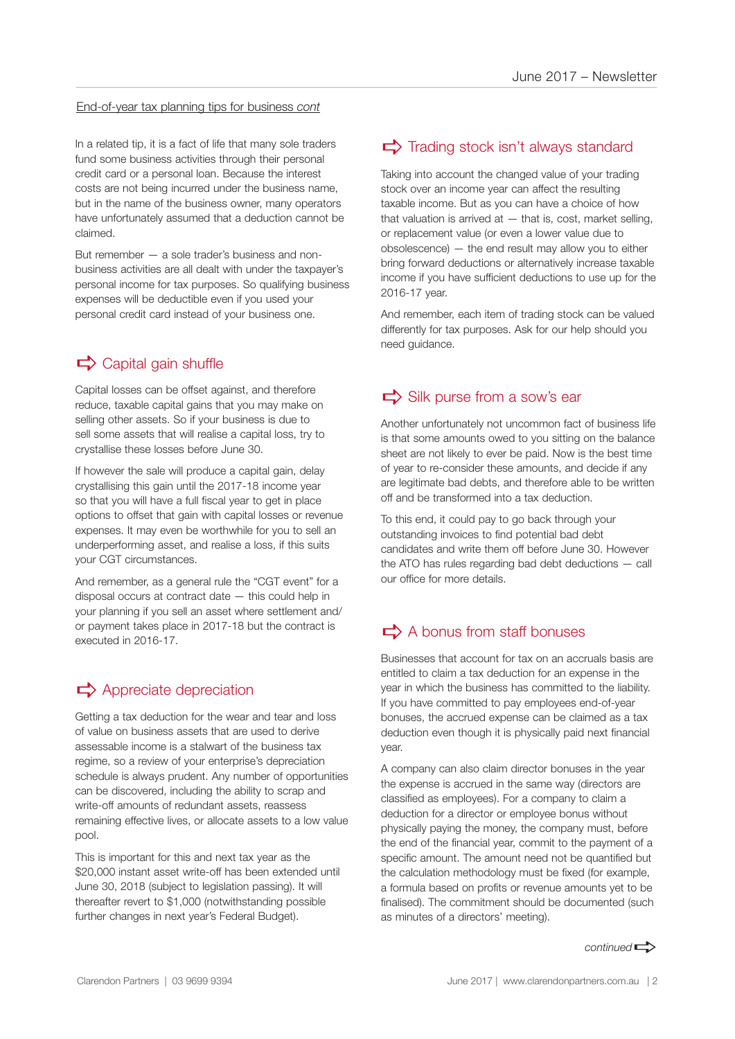End-of-year tax planning tips for business *cont*

In a related tip, it is a fact of life that many sole traders fund some business activities through their personal credit card or a personal loan. Because the interest costs are not being incurred under the business name, but in the name of the business owner, many operators have unfortunately assumed that a deduction cannot be claimed.

But remember — a sole trader's business and non-business activities are all dealt with under the taxpayer's personal income for tax purposes. So qualifying business expenses will be deductible even if you used your personal credit card instead of your business one.

## Capital gain shuffle

Capital losses can be offset against, and therefore reduce, taxable capital gains that you may make on selling other assets. So if your business is due to sell some assets that will realise a capital loss, try to crystallise these losses before June 30.

If however the sale will produce a capital gain, delay crystallising this gain until the 2017-18 income year so that you will have a full fiscal year to get in place options to offset that gain with capital losses or revenue expenses. It may even be worthwhile for you to sell an underperforming asset, and realise a loss, if this suits your CGT circumstances.

And remember, as a general rule the "CGT event" for a disposal occurs at contract date — this could help in your planning if you sell an asset where settlement and/or payment takes place in 2017-18 but the contract is executed in 2016-17.

## Appreciate depreciation

Getting a tax deduction for the wear and tear and loss of value on business assets that are used to derive assessable income is a stalwart of the business tax regime, so a review of your enterprise's depreciation schedule is always prudent. Any number of opportunities can be discovered, including the ability to scrap and write-off amounts of redundant assets, reassess remaining effective lives, or allocate assets to a low value pool.

This is important for this and next tax year as the $20,000 instant asset write-off has been extended until June 30, 2018 (subject to legislation passing). It will thereafter revert to $1,000 (notwithstanding possible further changes in next year's Federal Budget).

## Trading stock isn't always standard

Taking into account the changed value of your trading stock over an income year can affect the resulting taxable income. But as you can have a choice of how that valuation is arrived at — that is, cost, market selling, or replacement value (or even a lower value due to obsolescence) — the end result may allow you to either bring forward deductions or alternatively increase taxable income if you have sufficient deductions to use up for the 2016-17 year.

And remember, each item of trading stock can be valued differently for tax purposes. Ask for our help should you need guidance.

## Silk purse from a sow's ear

Another unfortunately not uncommon fact of business life is that some amounts owed to you sitting on the balance sheet are not likely to ever be paid. Now is the best time of year to re-consider these amounts, and decide if any are legitimate bad debts, and therefore able to be written off and be transformed into a tax deduction.

To this end, it could pay to go back through your outstanding invoices to find potential bad debt candidates and write them off before June 30. However the ATO has rules regarding bad debt deductions — call our office for more details.

## A bonus from staff bonuses

Businesses that account for tax on an accruals basis are entitled to claim a tax deduction for an expense in the year in which the business has committed to the liability. If you have committed to pay employees end-of-year bonuses, the accrued expense can be claimed as a tax deduction even though it is physically paid next financial year.

A company can also claim director bonuses in the year the expense is accrued in the same way (directors are classified as employees). For a company to claim a deduction for a director or employee bonus without physically paying the money, the company must, before the end of the financial year, commit to the payment of a specific amount. The amount need not be quantified but the calculation methodology must be fixed (for example, a formula based on profits or revenue amounts yet to be finalised). The commitment should be documented (such as minutes of a directors' meeting).

*continued*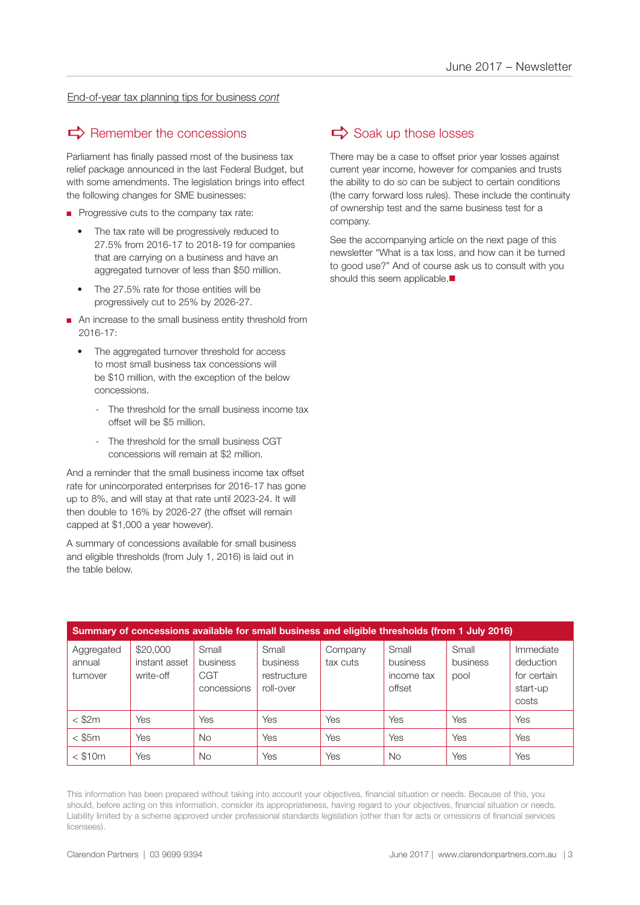End-of-year tax planning tips for business *cont*

## Remember the concessions

Parliament has finally passed most of the business tax relief package announced in the last Federal Budget, but with some amendments. The legislation brings into effect the following changes for SME businesses:

- Progressive cuts to the company tax rate:
  - The tax rate will be progressively reduced to 27.5% from 2016-17 to 2018-19 for companies that are carrying on a business and have an aggregated turnover of less than $50 million.
  - The 27.5% rate for those entities will be progressively cut to 25% by 2026-27.
- An increase to the small business entity threshold from 2016-17:
  - The aggregated turnover threshold for access to most small business tax concessions will be $10 million, with the exception of the below concessions.
    - The threshold for the small business income tax offset will be $5 million.
    - The threshold for the small business CGT concessions will remain at $2 million.

And a reminder that the small business income tax offset rate for unincorporated enterprises for 2016-17 has gone up to 8%, and will stay at that rate until 2023-24. It will then double to 16% by 2026-27 (the offset will remain capped at $1,000 a year however).

A summary of concessions available for small business and eligible thresholds (from July 1, 2016) is laid out in the table below.

## Soak up those losses

There may be a case to offset prior year losses against current year income, however for companies and trusts the ability to do so can be subject to certain conditions (the carry forward loss rules). These include the continuity of ownership test and the same business test for a company.

See the accompanying article on the next page of this newsletter "What is a tax loss, and how can it be turned to good use?" And of course ask us to consult with you should this seem applicable.■

**Summary of concessions available for small business and eligible thresholds (from 1 July 2016)**

| Aggregated annual turnover | $20,000 instant asset write-off | Small business CGT concessions | Small business restructure roll-over | Company tax cuts | Small business income tax offset | Small business pool | Immediate deduction for certain start-up costs |
|---|---|---|---|---|---|---|---|
| < $2m | Yes | Yes | Yes | Yes | Yes | Yes | Yes |
| < $5m | Yes | No | Yes | Yes | Yes | Yes | Yes |
| < $10m | Yes | No | Yes | Yes | No | Yes | Yes |

This information has been prepared without taking into account your objectives, financial situation or needs. Because of this, you should, before acting on this information, consider its appropriateness, having regard to your objectives, financial situation or needs. Liability limited by a scheme approved under professional standards legislation (other than for acts or omissions of financial services licensees).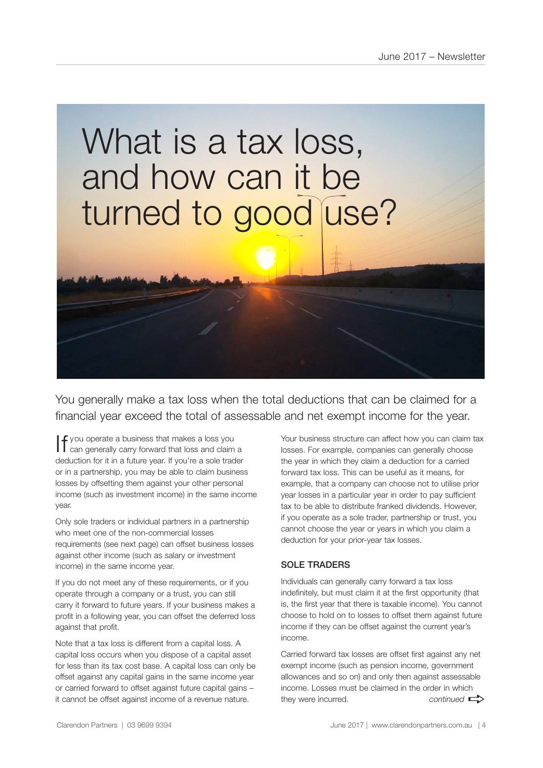# What is a tax loss, and how can it be turned to good use?

You generally make a tax loss when the total deductions that can be claimed for a financial year exceed the total of assessable and net exempt income for the year.

If you operate a business that makes a loss you can generally carry forward that loss and claim a deduction for it in a future year. If you're a sole trader or in a partnership, you may be able to claim business losses by offsetting them against your other personal income (such as investment income) in the same income year.

Only sole traders or individual partners in a partnership who meet one of the non-commercial losses requirements (see next page) can offset business losses against other income (such as salary or investment income) in the same income year.

If you do not meet any of these requirements, or if you operate through a company or a trust, you can still carry it forward to future years. If your business makes a profit in a following year, you can offset the deferred loss against that profit.

Note that a tax loss is different from a capital loss. A capital loss occurs when you dispose of a capital asset for less than its tax cost base. A capital loss can only be offset against any capital gains in the same income year or carried forward to offset against future capital gains – it cannot be offset against income of a revenue nature.

Your business structure can affect how you can claim tax losses. For example, companies can generally choose the year in which they claim a deduction for a carried forward tax loss. This can be useful as it means, for example, that a company can choose not to utilise prior year losses in a particular year in order to pay sufficient tax to be able to distribute franked dividends. However, if you operate as a sole trader, partnership or trust, you cannot choose the year or years in which you claim a deduction for your prior-year tax losses.

## SOLE TRADERS

Individuals can generally carry forward a tax loss indefinitely, but must claim it at the first opportunity (that is, the first year that there is taxable income). You cannot choose to hold on to losses to offset them against future income if they can be offset against the current year's income.

Carried forward tax losses are offset first against any net exempt income (such as pension income, government allowances and so on) and only then against assessable income. Losses must be claimed in the order in which they were incurred.

*continued*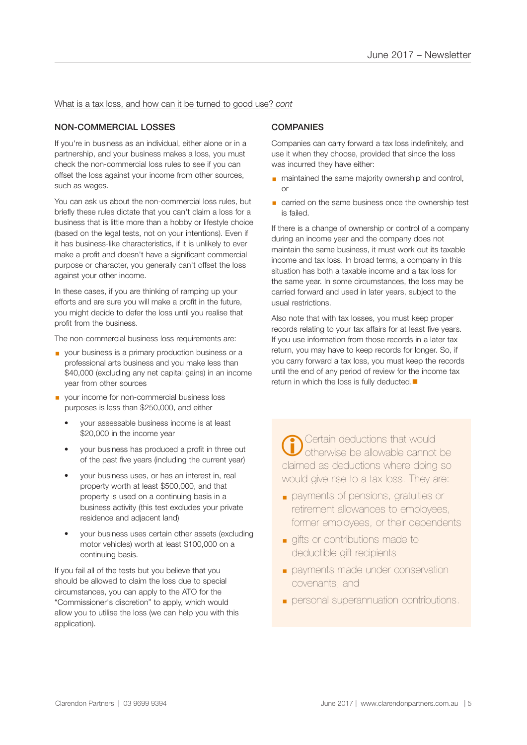What is a tax loss, and how can it be turned to good use? *cont*

## NON-COMMERCIAL LOSSES

If you're in business as an individual, either alone or in a partnership, and your business makes a loss, you must check the non-commercial loss rules to see if you can offset the loss against your income from other sources, such as wages.

You can ask us about the non-commercial loss rules, but briefly these rules dictate that you can't claim a loss for a business that is little more than a hobby or lifestyle choice (based on the legal tests, not on your intentions). Even if it has business-like characteristics, if it is unlikely to ever make a profit and doesn't have a significant commercial purpose or character, you generally can't offset the loss against your other income.

In these cases, if you are thinking of ramping up your efforts and are sure you will make a profit in the future, you might decide to defer the loss until you realise that profit from the business.

The non-commercial business loss requirements are:

- your business is a primary production business or a professional arts business and you make less than $40,000 (excluding any net capital gains) in an income year from other sources
- your income for non-commercial business loss purposes is less than $250,000, and either
  - your assessable business income is at least $20,000 in the income year
  - your business has produced a profit in three out of the past five years (including the current year)
  - your business uses, or has an interest in, real property worth at least $500,000, and that property is used on a continuing basis in a business activity (this test excludes your private residence and adjacent land)
  - your business uses certain other assets (excluding motor vehicles) worth at least $100,000 on a continuing basis.

If you fail all of the tests but you believe that you should be allowed to claim the loss due to special circumstances, you can apply to the ATO for the "Commissioner's discretion" to apply, which would allow you to utilise the loss (we can help you with this application).

## COMPANIES

Companies can carry forward a tax loss indefinitely, and use it when they choose, provided that since the loss was incurred they have either:

- maintained the same majority ownership and control, or
- carried on the same business once the ownership test is failed.

If there is a change of ownership or control of a company during an income year and the company does not maintain the same business, it must work out its taxable income and tax loss. In broad terms, a company in this situation has both a taxable income and a tax loss for the same year. In some circumstances, the loss may be carried forward and used in later years, subject to the usual restrictions.

Also note that with tax losses, you must keep proper records relating to your tax affairs for at least five years. If you use information from those records in a later tax return, you may have to keep records for longer. So, if you carry forward a tax loss, you must keep the records until the end of any period of review for the income tax return in which the loss is fully deducted.

Certain deductions that would otherwise be allowable cannot be claimed as deductions where doing so would give rise to a tax loss. They are:

- payments of pensions, gratuities or retirement allowances to employees, former employees, or their dependents
- gifts or contributions made to deductible gift recipients
- payments made under conservation covenants, and
- personal superannuation contributions.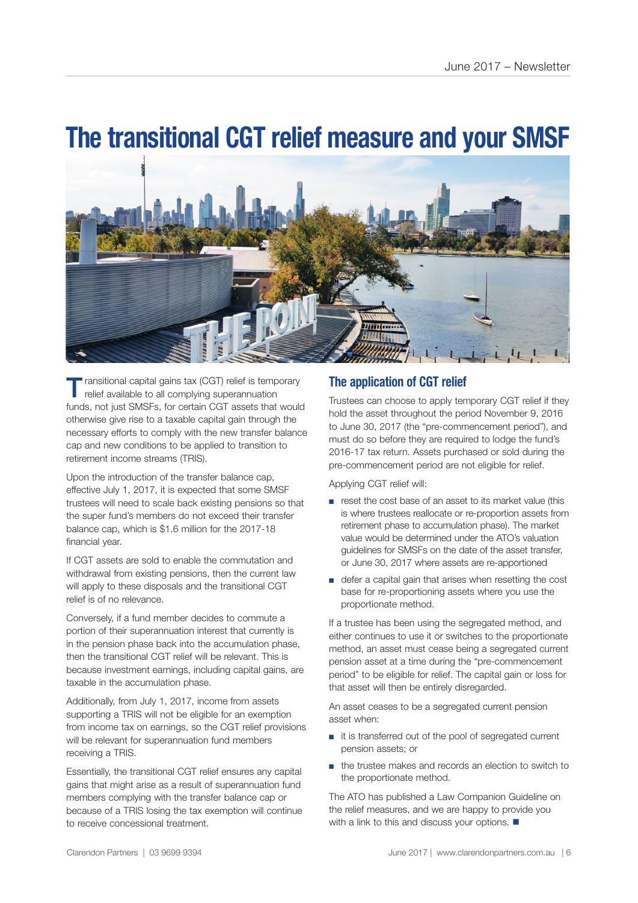# The transitional CGT relief measure and your SMSF

Transitional capital gains tax (CGT) relief is temporary relief available to all complying superannuation funds, not just SMSFs, for certain CGT assets that would otherwise give rise to a taxable capital gain through the necessary efforts to comply with the new transfer balance cap and new conditions to be applied to transition to retirement income streams (TRIS).

Upon the introduction of the transfer balance cap, effective July 1, 2017, it is expected that some SMSF trustees will need to scale back existing pensions so that the super fund's members do not exceed their transfer balance cap, which is $1.6 million for the 2017-18 financial year.

If CGT assets are sold to enable the commutation and withdrawal from existing pensions, then the current law will apply to these disposals and the transitional CGT relief is of no relevance.

Conversely, if a fund member decides to commute a portion of their superannuation interest that currently is in the pension phase back into the accumulation phase, then the transitional CGT relief will be relevant. This is because investment earnings, including capital gains, are taxable in the accumulation phase.

Additionally, from July 1, 2017, income from assets supporting a TRIS will not be eligible for an exemption from income tax on earnings, so the CGT relief provisions will be relevant for superannuation fund members receiving a TRIS.

Essentially, the transitional CGT relief ensures any capital gains that might arise as a result of superannuation fund members complying with the transfer balance cap or because of a TRIS losing the tax exemption will continue to receive concessional treatment.

## The application of CGT relief

Trustees can choose to apply temporary CGT relief if they hold the asset throughout the period November 9, 2016 to June 30, 2017 (the "pre-commencement period"), and must do so before they are required to lodge the fund's 2016-17 tax return. Assets purchased or sold during the pre-commencement period are not eligible for relief.

Applying CGT relief will:

- reset the cost base of an asset to its market value (this is where trustees reallocate or re-proportion assets from retirement phase to accumulation phase). The market value would be determined under the ATO's valuation guidelines for SMSFs on the date of the asset transfer, or June 30, 2017 where assets are re-apportioned
- defer a capital gain that arises when resetting the cost base for re-proportioning assets where you use the proportionate method.

If a trustee has been using the segregated method, and either continues to use it or switches to the proportionate method, an asset must cease being a segregated current pension asset at a time during the "pre-commencement period" to be eligible for relief. The capital gain or loss for that asset will then be entirely disregarded.

An asset ceases to be a segregated current pension asset when:

- it is transferred out of the pool of segregated current pension assets; or
- the trustee makes and records an election to switch to the proportionate method.

The ATO has published a Law Companion Guideline on the relief measures, and we are happy to provide you with a link to this and discuss your options. ■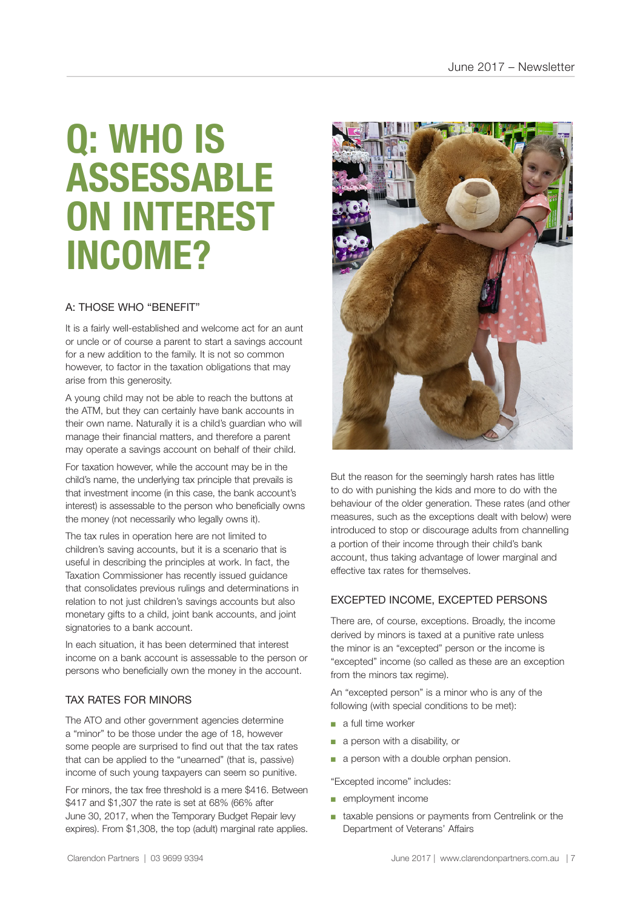# Q: WHO IS ASSESSABLE ON INTEREST INCOME?

## A: THOSE WHO "BENEFIT"

It is a fairly well-established and welcome act for an aunt or uncle or of course a parent to start a savings account for a new addition to the family. It is not so common however, to factor in the taxation obligations that may arise from this generosity.

A young child may not be able to reach the buttons at the ATM, but they can certainly have bank accounts in their own name. Naturally it is a child's guardian who will manage their financial matters, and therefore a parent may operate a savings account on behalf of their child.

For taxation however, while the account may be in the child's name, the underlying tax principle that prevails is that investment income (in this case, the bank account's interest) is assessable to the person who beneficially owns the money (not necessarily who legally owns it).

The tax rules in operation here are not limited to children's saving accounts, but it is a scenario that is useful in describing the principles at work. In fact, the Taxation Commissioner has recently issued guidance that consolidates previous rulings and determinations in relation to not just children's savings accounts but also monetary gifts to a child, joint bank accounts, and joint signatories to a bank account.

In each situation, it has been determined that interest income on a bank account is assessable to the person or persons who beneficially own the money in the account.

## TAX RATES FOR MINORS

The ATO and other government agencies determine a "minor" to be those under the age of 18, however some people are surprised to find out that the tax rates that can be applied to the "unearned" (that is, passive) income of such young taxpayers can seem so punitive.

For minors, the tax free threshold is a mere $416. Between $417 and $1,307 the rate is set at 68% (66% after June 30, 2017, when the Temporary Budget Repair levy expires). From $1,308, the top (adult) marginal rate applies.

But the reason for the seemingly harsh rates has little to do with punishing the kids and more to do with the behaviour of the older generation. These rates (and other measures, such as the exceptions dealt with below) were introduced to stop or discourage adults from channelling a portion of their income through their child's bank account, thus taking advantage of lower marginal and effective tax rates for themselves.

## EXCEPTED INCOME, EXCEPTED PERSONS

There are, of course, exceptions. Broadly, the income derived by minors is taxed at a punitive rate unless the minor is an "excepted" person or the income is "excepted" income (so called as these are an exception from the minors tax regime).

An "excepted person" is a minor who is any of the following (with special conditions to be met):

- a full time worker
- a person with a disability, or
- a person with a double orphan pension.

"Excepted income" includes:

- employment income
- taxable pensions or payments from Centrelink or the Department of Veterans' Affairs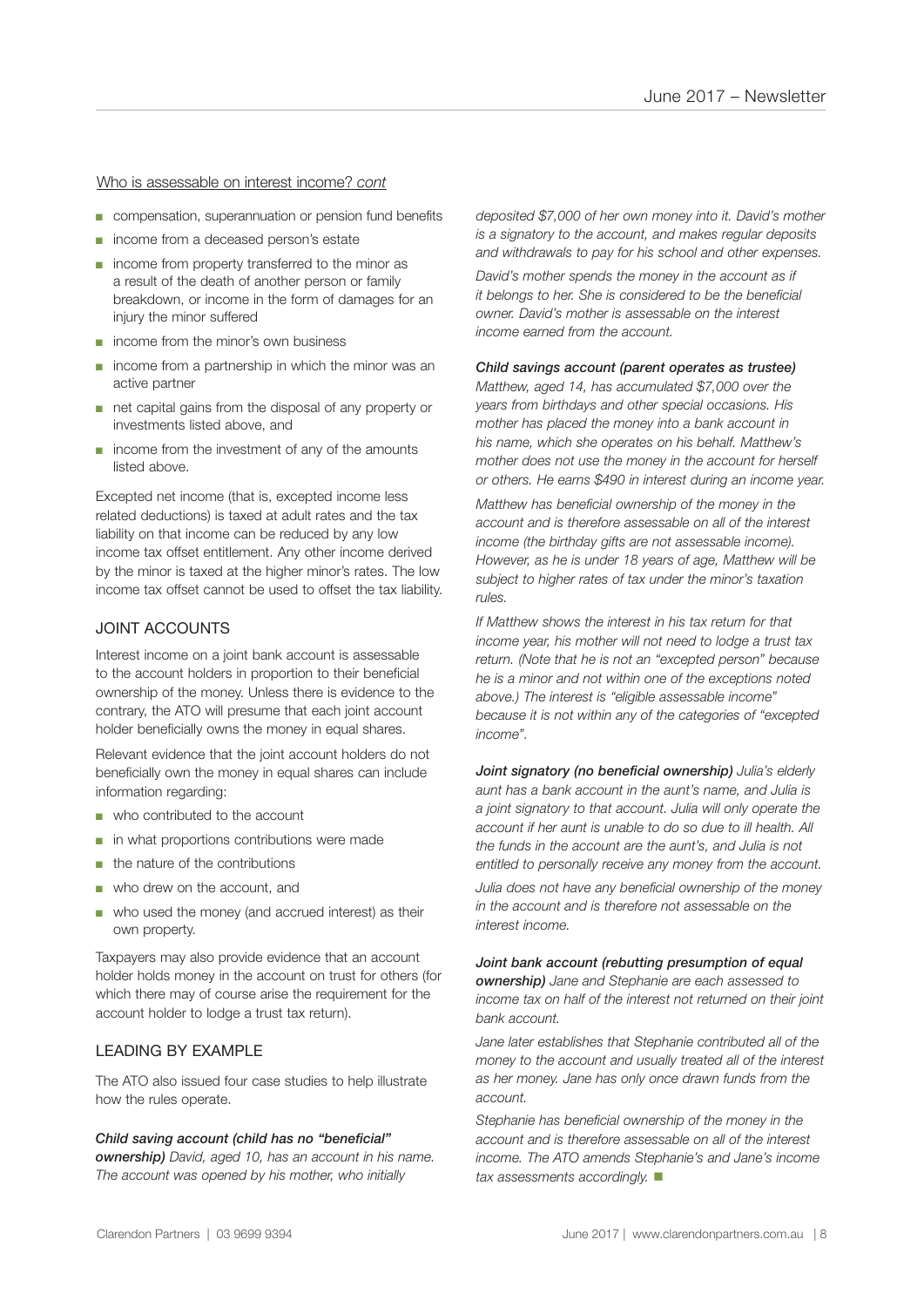Who is assessable on interest income? *cont*

- compensation, superannuation or pension fund benefits
- income from a deceased person's estate
- income from property transferred to the minor as a result of the death of another person or family breakdown, or income in the form of damages for an injury the minor suffered
- income from the minor's own business
- income from a partnership in which the minor was an active partner
- net capital gains from the disposal of any property or investments listed above, and
- income from the investment of any of the amounts listed above.

Excepted net income (that is, excepted income less related deductions) is taxed at adult rates and the tax liability on that income can be reduced by any low income tax offset entitlement. Any other income derived by the minor is taxed at the higher minor's rates. The low income tax offset cannot be used to offset the tax liability.

## JOINT ACCOUNTS

Interest income on a joint bank account is assessable to the account holders in proportion to their beneficial ownership of the money. Unless there is evidence to the contrary, the ATO will presume that each joint account holder beneficially owns the money in equal shares.

Relevant evidence that the joint account holders do not beneficially own the money in equal shares can include information regarding:

- who contributed to the account
- in what proportions contributions were made
- the nature of the contributions
- who drew on the account, and
- who used the money (and accrued interest) as their own property.

Taxpayers may also provide evidence that an account holder holds money in the account on trust for others (for which there may of course arise the requirement for the account holder to lodge a trust tax return).

## LEADING BY EXAMPLE

The ATO also issued four case studies to help illustrate how the rules operate.

***Child saving account (child has no "beneficial" ownership)*** *David, aged 10, has an account in his name. The account was opened by his mother, who initially deposited $7,000 of her own money into it. David's mother is a signatory to the account, and makes regular deposits and withdrawals to pay for his school and other expenses.*

*David's mother spends the money in the account as if it belongs to her. She is considered to be the beneficial owner. David's mother is assessable on the interest income earned from the account.*

***Child savings account (parent operates as trustee)*** *Matthew, aged 14, has accumulated $7,000 over the years from birthdays and other special occasions. His mother has placed the money into a bank account in his name, which she operates on his behalf. Matthew's mother does not use the money in the account for herself or others. He earns $490 in interest during an income year.*

*Matthew has beneficial ownership of the money in the account and is therefore assessable on all of the interest income (the birthday gifts are not assessable income). However, as he is under 18 years of age, Matthew will be subject to higher rates of tax under the minor's taxation rules.*

*If Matthew shows the interest in his tax return for that income year, his mother will not need to lodge a trust tax return. (Note that he is not an "excepted person" because he is a minor and not within one of the exceptions noted above.) The interest is "eligible assessable income" because it is not within any of the categories of "excepted income".*

***Joint signatory (no beneficial ownership)*** *Julia's elderly aunt has a bank account in the aunt's name, and Julia is a joint signatory to that account. Julia will only operate the account if her aunt is unable to do so due to ill health. All the funds in the account are the aunt's, and Julia is not entitled to personally receive any money from the account.*

*Julia does not have any beneficial ownership of the money in the account and is therefore not assessable on the interest income.*

***Joint bank account (rebutting presumption of equal ownership)*** *Jane and Stephanie are each assessed to income tax on half of the interest not returned on their joint bank account.*

*Jane later establishes that Stephanie contributed all of the money to the account and usually treated all of the interest as her money. Jane has only once drawn funds from the account.*

*Stephanie has beneficial ownership of the money in the account and is therefore assessable on all of the interest income. The ATO amends Stephanie's and Jane's income tax assessments accordingly.* ■